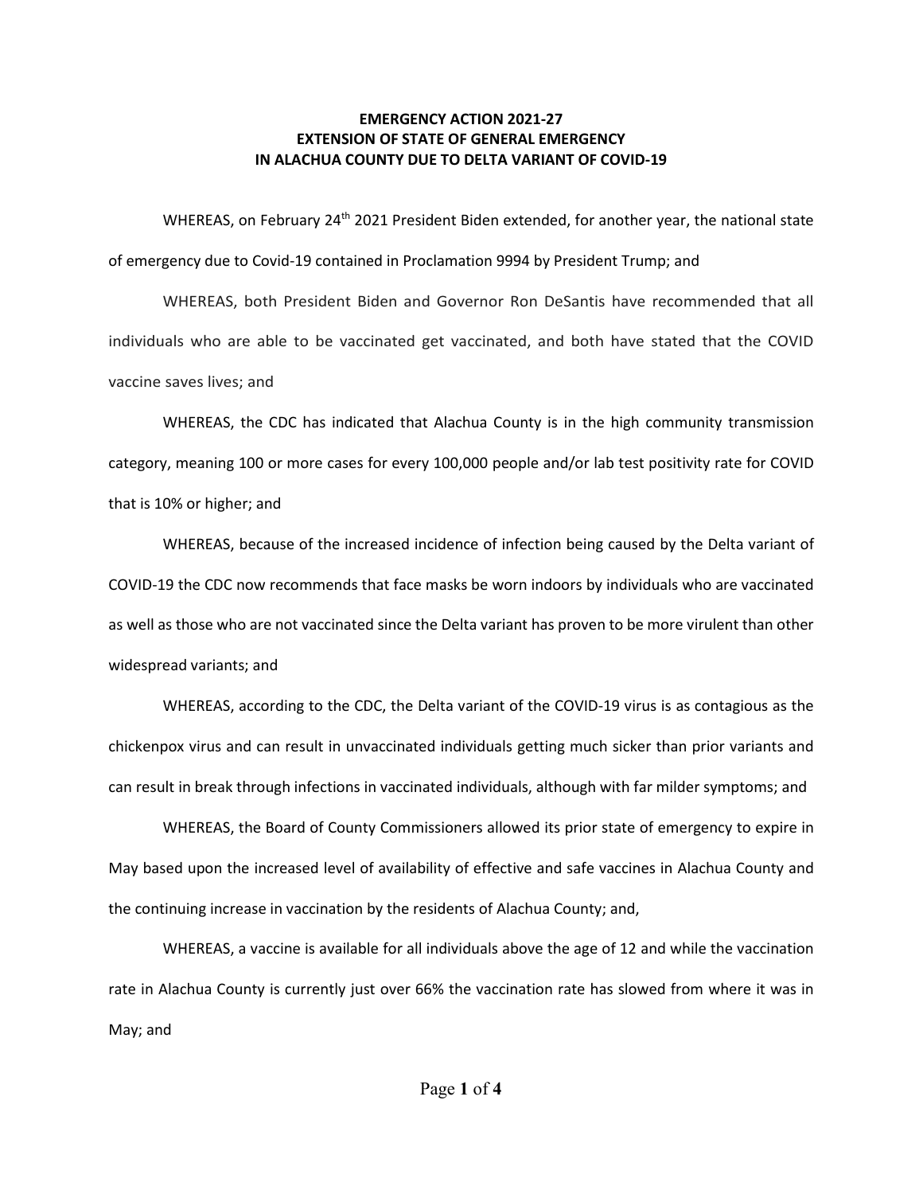**EMERGENCY ACTION 2021-27**
**EXTENSION OF STATE OF GENERAL EMERGENCY**
**IN ALACHUA COUNTY DUE TO DELTA VARIANT OF COVID-19**

WHEREAS, on February 24th 2021 President Biden extended, for another year, the national state of emergency due to Covid-19 contained in Proclamation 9994 by President Trump; and

WHEREAS, both President Biden and Governor Ron DeSantis have recommended that all individuals who are able to be vaccinated get vaccinated, and both have stated that the COVID vaccine saves lives; and

WHEREAS, the CDC has indicated that Alachua County is in the high community transmission category, meaning 100 or more cases for every 100,000 people and/or lab test positivity rate for COVID that is 10% or higher; and

WHEREAS, because of the increased incidence of infection being caused by the Delta variant of COVID-19 the CDC now recommends that face masks be worn indoors by individuals who are vaccinated as well as those who are not vaccinated since the Delta variant has proven to be more virulent than other widespread variants; and

WHEREAS, according to the CDC, the Delta variant of the COVID-19 virus is as contagious as the chickenpox virus and can result in unvaccinated individuals getting much sicker than prior variants and can result in break through infections in vaccinated individuals, although with far milder symptoms; and

WHEREAS, the Board of County Commissioners allowed its prior state of emergency to expire in May based upon the increased level of availability of effective and safe vaccines in Alachua County and the continuing increase in vaccination by the residents of Alachua County; and,

WHEREAS, a vaccine is available for all individuals above the age of 12 and while the vaccination rate in Alachua County is currently just over 66% the vaccination rate has slowed from where it was in May; and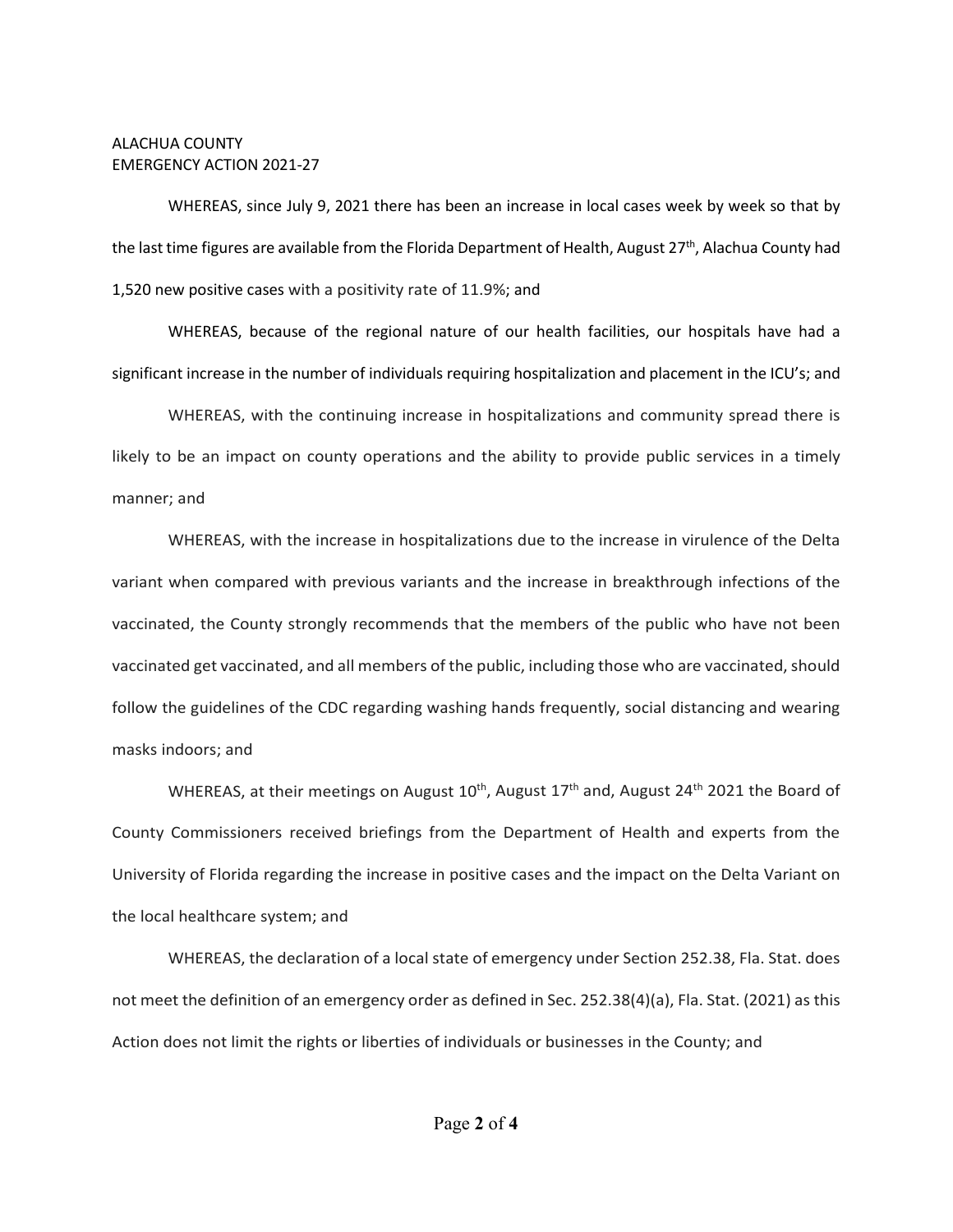ALACHUA COUNTY
EMERGENCY ACTION 2021-27

WHEREAS, since July 9, 2021 there has been an increase in local cases week by week so that by the last time figures are available from the Florida Department of Health, August 27th, Alachua County had 1,520 new positive cases with a positivity rate of 11.9%; and

WHEREAS, because of the regional nature of our health facilities, our hospitals have had a significant increase in the number of individuals requiring hospitalization and placement in the ICU's; and

WHEREAS, with the continuing increase in hospitalizations and community spread there is likely to be an impact on county operations and the ability to provide public services in a timely manner; and

WHEREAS, with the increase in hospitalizations due to the increase in virulence of the Delta variant when compared with previous variants and the increase in breakthrough infections of the vaccinated, the County strongly recommends that the members of the public who have not been vaccinated get vaccinated, and all members of the public, including those who are vaccinated, should follow the guidelines of the CDC regarding washing hands frequently, social distancing and wearing masks indoors; and

WHEREAS, at their meetings on August 10th, August 17th and, August 24th 2021 the Board of County Commissioners received briefings from the Department of Health and experts from the University of Florida regarding the increase in positive cases and the impact on the Delta Variant on the local healthcare system; and

WHEREAS, the declaration of a local state of emergency under Section 252.38, Fla. Stat. does not meet the definition of an emergency order as defined in Sec. 252.38(4)(a), Fla. Stat. (2021) as this Action does not limit the rights or liberties of individuals or businesses in the County; and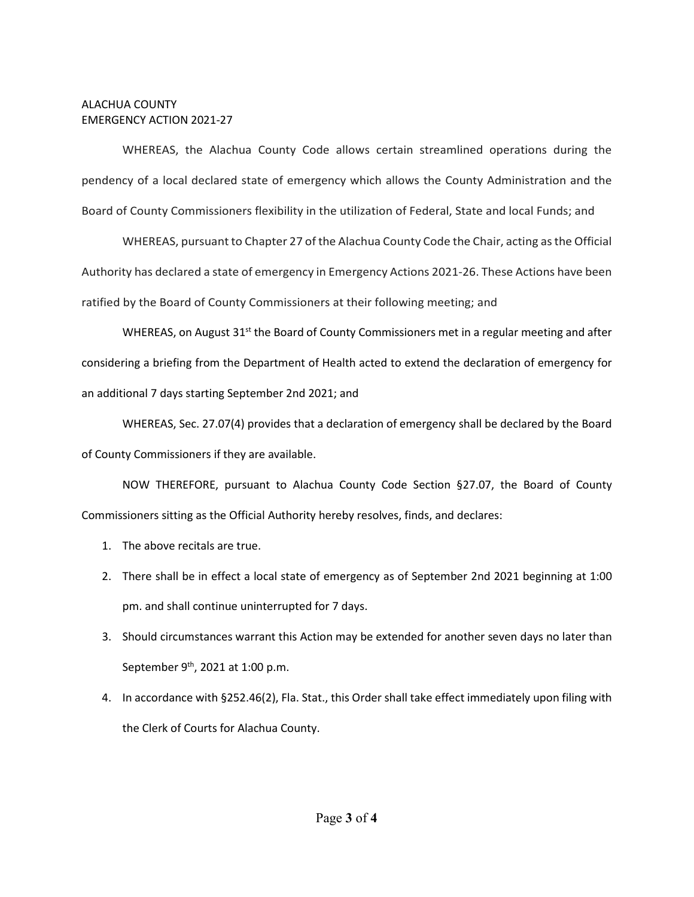ALACHUA COUNTY
EMERGENCY ACTION 2021-27

WHEREAS, the Alachua County Code allows certain streamlined operations during the pendency of a local declared state of emergency which allows the County Administration and the Board of County Commissioners flexibility in the utilization of Federal, State and local Funds; and

WHEREAS, pursuant to Chapter 27 of the Alachua County Code the Chair, acting as the Official Authority has declared a state of emergency in Emergency Actions 2021-26. These Actions have been ratified by the Board of County Commissioners at their following meeting; and

WHEREAS, on August 31st the Board of County Commissioners met in a regular meeting and after considering a briefing from the Department of Health acted to extend the declaration of emergency for an additional 7 days starting September 2nd 2021; and

WHEREAS, Sec. 27.07(4) provides that a declaration of emergency shall be declared by the Board of County Commissioners if they are available.

NOW THEREFORE, pursuant to Alachua County Code Section §27.07, the Board of County Commissioners sitting as the Official Authority hereby resolves, finds, and declares:

1. The above recitals are true.
2. There shall be in effect a local state of emergency as of September 2nd 2021 beginning at 1:00 pm. and shall continue uninterrupted for 7 days.
3. Should circumstances warrant this Action may be extended for another seven days no later than September 9th, 2021 at 1:00 p.m.
4. In accordance with §252.46(2), Fla. Stat., this Order shall take effect immediately upon filing with the Clerk of Courts for Alachua County.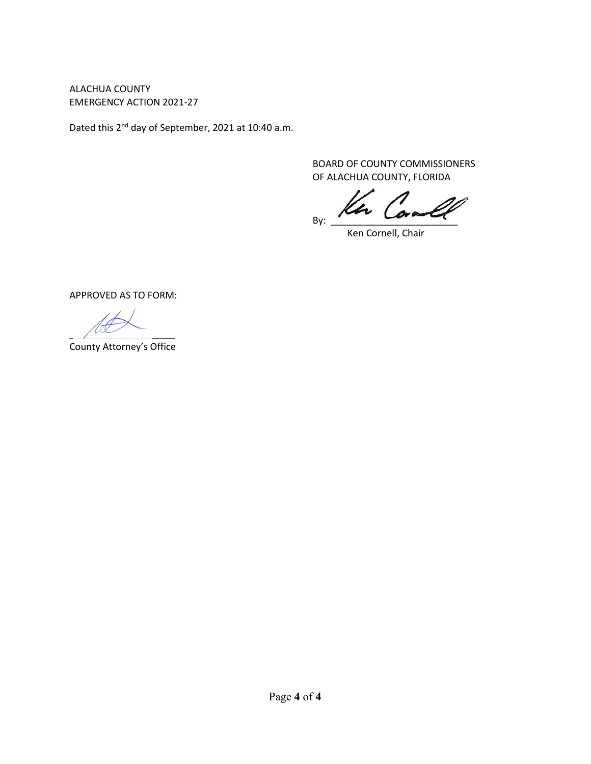ALACHUA COUNTY
EMERGENCY ACTION 2021-27

Dated this 2nd day of September, 2021 at 10:40 a.m.

BOARD OF COUNTY COMMISSIONERS
OF ALACHUA COUNTY, FLORIDA

By: ________________________
Ken Cornell, Chair

APPROVED AS TO FORM:

________________________
County Attorney's Office